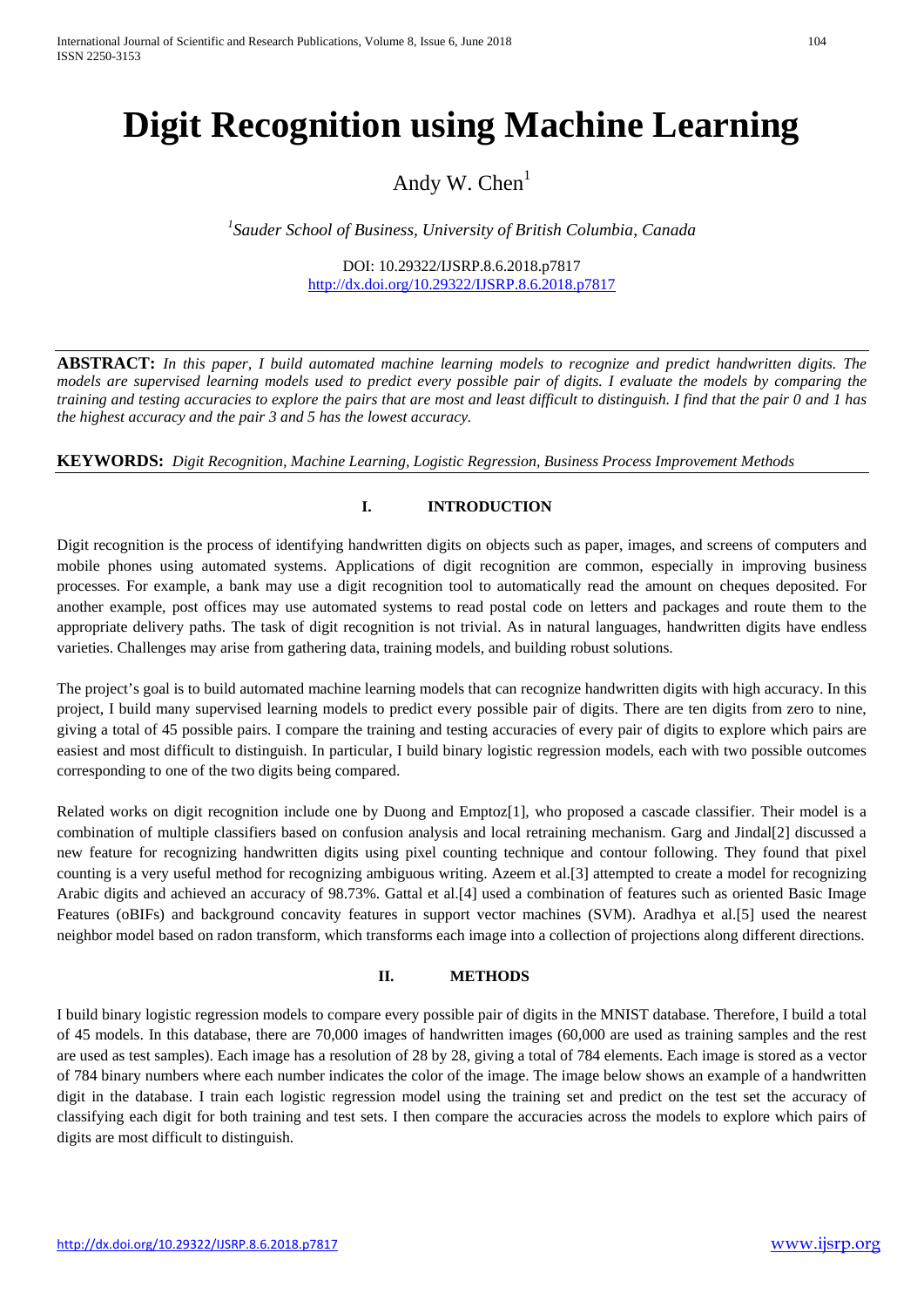# Digit Recognition using Machine Learning

Andy W. Chen[1]

[1]*Sauder School of Business, University of British Columbia, Canada*

DOI: 10.29322/IJSRP.8.6.2018.p7817
http://dx.doi.org/10.29322/IJSRP.8.6.2018.p7817

**ABSTRACT:** *In this paper, I build automated machine learning models to recognize and predict handwritten digits. The models are supervised learning models used to predict every possible pair of digits. I evaluate the models by comparing the training and testing accuracies to explore the pairs that are most and least difficult to distinguish. I find that the pair 0 and 1 has the highest accuracy and the pair 3 and 5 has the lowest accuracy.*

**KEYWORDS:** *Digit Recognition, Machine Learning, Logistic Regression, Business Process Improvement Methods*

## I. INTRODUCTION

Digit recognition is the process of identifying handwritten digits on objects such as paper, images, and screens of computers and mobile phones using automated systems. Applications of digit recognition are common, especially in improving business processes. For example, a bank may use a digit recognition tool to automatically read the amount on cheques deposited. For another example, post offices may use automated systems to read postal code on letters and packages and route them to the appropriate delivery paths. The task of digit recognition is not trivial. As in natural languages, handwritten digits have endless varieties. Challenges may arise from gathering data, training models, and building robust solutions.

The project's goal is to build automated machine learning models that can recognize handwritten digits with high accuracy. In this project, I build many supervised learning models to predict every possible pair of digits. There are ten digits from zero to nine, giving a total of 45 possible pairs. I compare the training and testing accuracies of every pair of digits to explore which pairs are easiest and most difficult to distinguish. In particular, I build binary logistic regression models, each with two possible outcomes corresponding to one of the two digits being compared.

Related works on digit recognition include one by Duong and Emptoz[1], who proposed a cascade classifier. Their model is a combination of multiple classifiers based on confusion analysis and local retraining mechanism. Garg and Jindal[2] discussed a new feature for recognizing handwritten digits using pixel counting technique and contour following. They found that pixel counting is a very useful method for recognizing ambiguous writing. Azeem et al.[3] attempted to create a model for recognizing Arabic digits and achieved an accuracy of 98.73%. Gattal et al.[4] used a combination of features such as oriented Basic Image Features (oBIFs) and background concavity features in support vector machines (SVM). Aradhya et al.[5] used the nearest neighbor model based on radon transform, which transforms each image into a collection of projections along different directions.

## II. METHODS

I build binary logistic regression models to compare every possible pair of digits in the MNIST database. Therefore, I build a total of 45 models. In this database, there are 70,000 images of handwritten images (60,000 are used as training samples and the rest are used as test samples). Each image has a resolution of 28 by 28, giving a total of 784 elements. Each image is stored as a vector of 784 binary numbers where each number indicates the color of the image. The image below shows an example of a handwritten digit in the database. I train each logistic regression model using the training set and predict on the test set the accuracy of classifying each digit for both training and test sets. I then compare the accuracies across the models to explore which pairs of digits are most difficult to distinguish.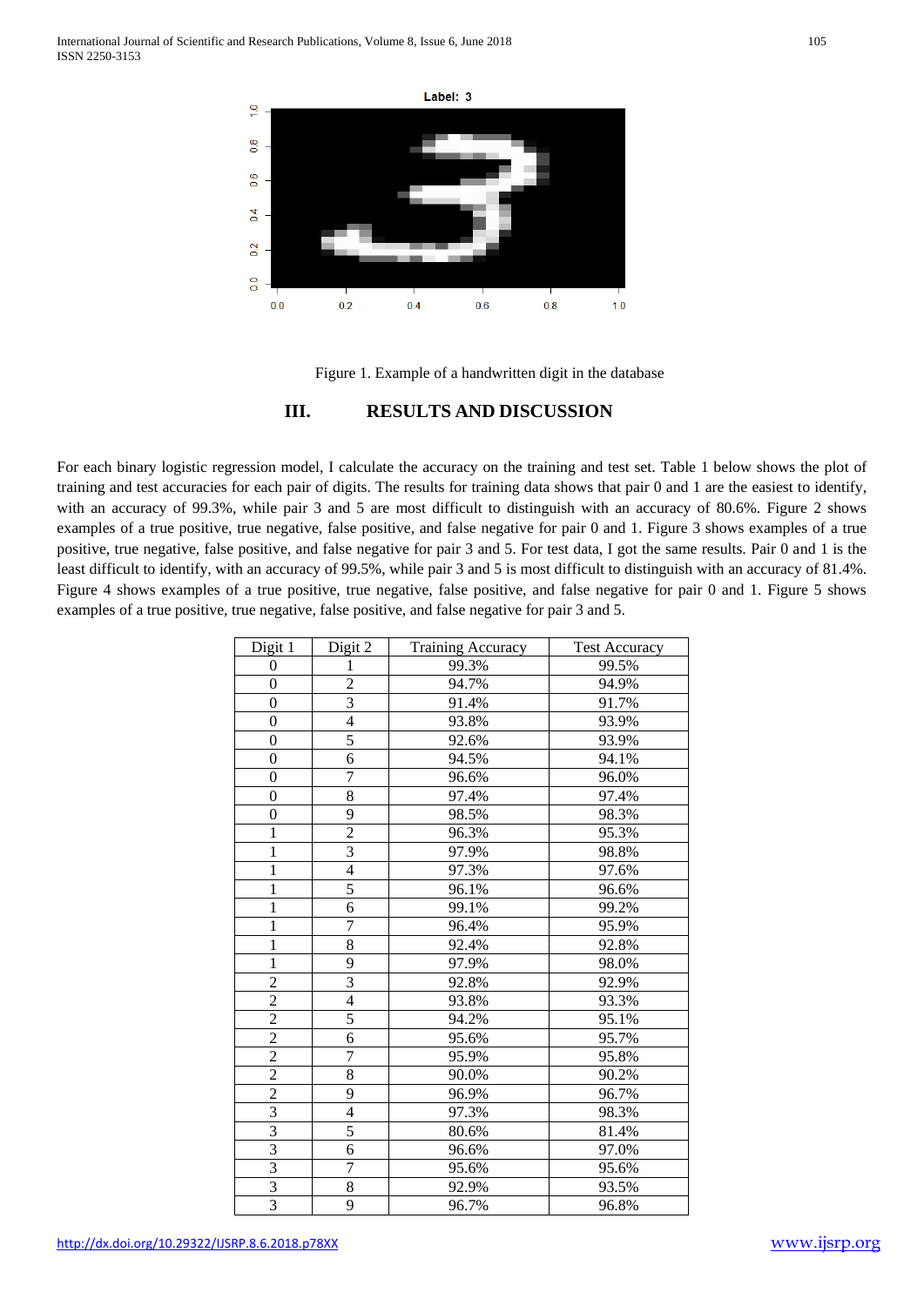Figure 1. Example of a handwritten digit in the database

## III. RESULTS AND DISCUSSION

For each binary logistic regression model, I calculate the accuracy on the training and test set. Table 1 below shows the plot of training and test accuracies for each pair of digits. The results for training data shows that pair 0 and 1 are the easiest to identify, with an accuracy of 99.3%, while pair 3 and 5 are most difficult to distinguish with an accuracy of 80.6%. Figure 2 shows examples of a true positive, true negative, false positive, and false negative for pair 0 and 1. Figure 3 shows examples of a true positive, true negative, false positive, and false negative for pair 3 and 5. For test data, I got the same results. Pair 0 and 1 is the least difficult to identify, with an accuracy of 99.5%, while pair 3 and 5 is most difficult to distinguish with an accuracy of 81.4%. Figure 4 shows examples of a true positive, true negative, false positive, and false negative for pair 0 and 1. Figure 5 shows examples of a true positive, true negative, false positive, and false negative for pair 3 and 5.

| Digit 1 | Digit 2 | Training Accuracy | Test Accuracy |
|---|---|---|---|
| 0 | 1 | 99.3% | 99.5% |
| 0 | 2 | 94.7% | 94.9% |
| 0 | 3 | 91.4% | 91.7% |
| 0 | 4 | 93.8% | 93.9% |
| 0 | 5 | 92.6% | 93.9% |
| 0 | 6 | 94.5% | 94.1% |
| 0 | 7 | 96.6% | 96.0% |
| 0 | 8 | 97.4% | 97.4% |
| 0 | 9 | 98.5% | 98.3% |
| 1 | 2 | 96.3% | 95.3% |
| 1 | 3 | 97.9% | 98.8% |
| 1 | 4 | 97.3% | 97.6% |
| 1 | 5 | 96.1% | 96.6% |
| 1 | 6 | 99.1% | 99.2% |
| 1 | 7 | 96.4% | 95.9% |
| 1 | 8 | 92.4% | 92.8% |
| 1 | 9 | 97.9% | 98.0% |
| 2 | 3 | 92.8% | 92.9% |
| 2 | 4 | 93.8% | 93.3% |
| 2 | 5 | 94.2% | 95.1% |
| 2 | 6 | 95.6% | 95.7% |
| 2 | 7 | 95.9% | 95.8% |
| 2 | 8 | 90.0% | 90.2% |
| 2 | 9 | 96.9% | 96.7% |
| 3 | 4 | 97.3% | 98.3% |
| 3 | 5 | 80.6% | 81.4% |
| 3 | 6 | 96.6% | 97.0% |
| 3 | 7 | 95.6% | 95.6% |
| 3 | 8 | 92.9% | 93.5% |
| 3 | 9 | 96.7% | 96.8% |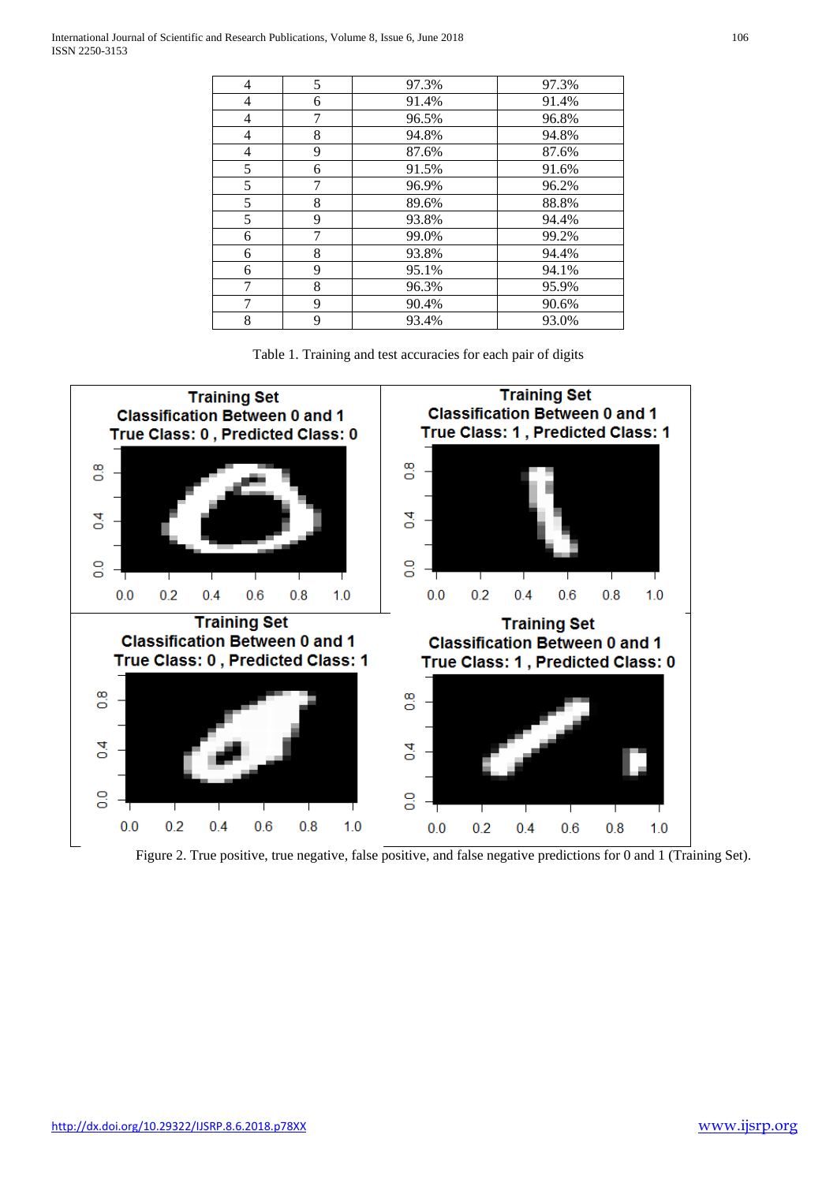| 4 | 5 | 97.3% | 97.3% |
|---|---|---|---|
| 4 | 6 | 91.4% | 91.4% |
| 4 | 7 | 96.5% | 96.8% |
| 4 | 8 | 94.8% | 94.8% |
| 4 | 9 | 87.6% | 87.6% |
| 5 | 6 | 91.5% | 91.6% |
| 5 | 7 | 96.9% | 96.2% |
| 5 | 8 | 89.6% | 88.8% |
| 5 | 9 | 93.8% | 94.4% |
| 6 | 7 | 99.0% | 99.2% |
| 6 | 8 | 93.8% | 94.4% |
| 6 | 9 | 95.1% | 94.1% |
| 7 | 8 | 96.3% | 95.9% |
| 7 | 9 | 90.4% | 90.6% |
| 8 | 9 | 93.4% | 93.0% |

Table 1. Training and test accuracies for each pair of digits

Figure 2. True positive, true negative, false positive, and false negative predictions for 0 and 1 (Training Set).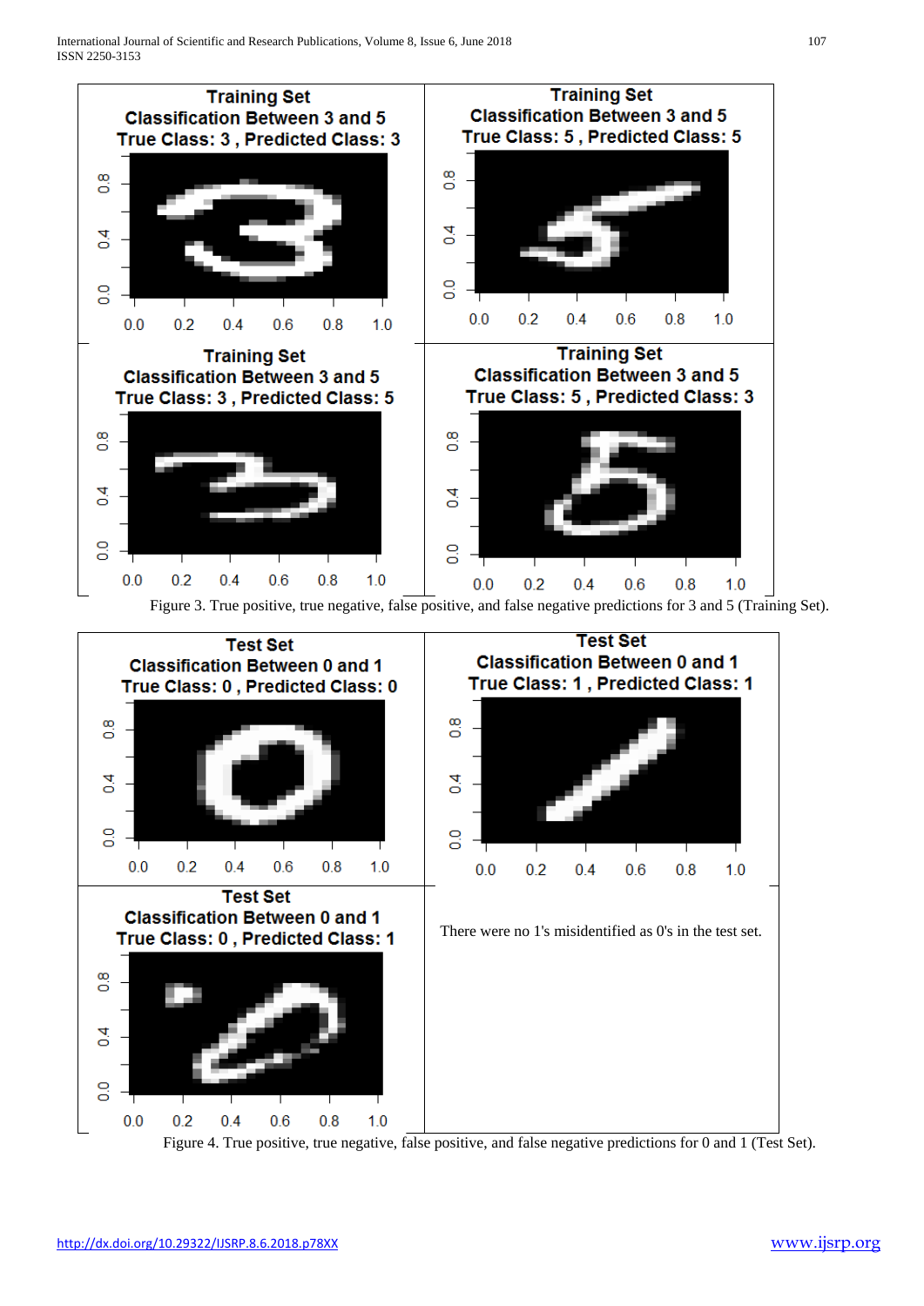Figure 3. True positive, true negative, false positive, and false negative predictions for 3 and 5 (Training Set).

There were no 1's misidentified as 0's in the test set.

Figure 4. True positive, true negative, false positive, and false negative predictions for 0 and 1 (Test Set).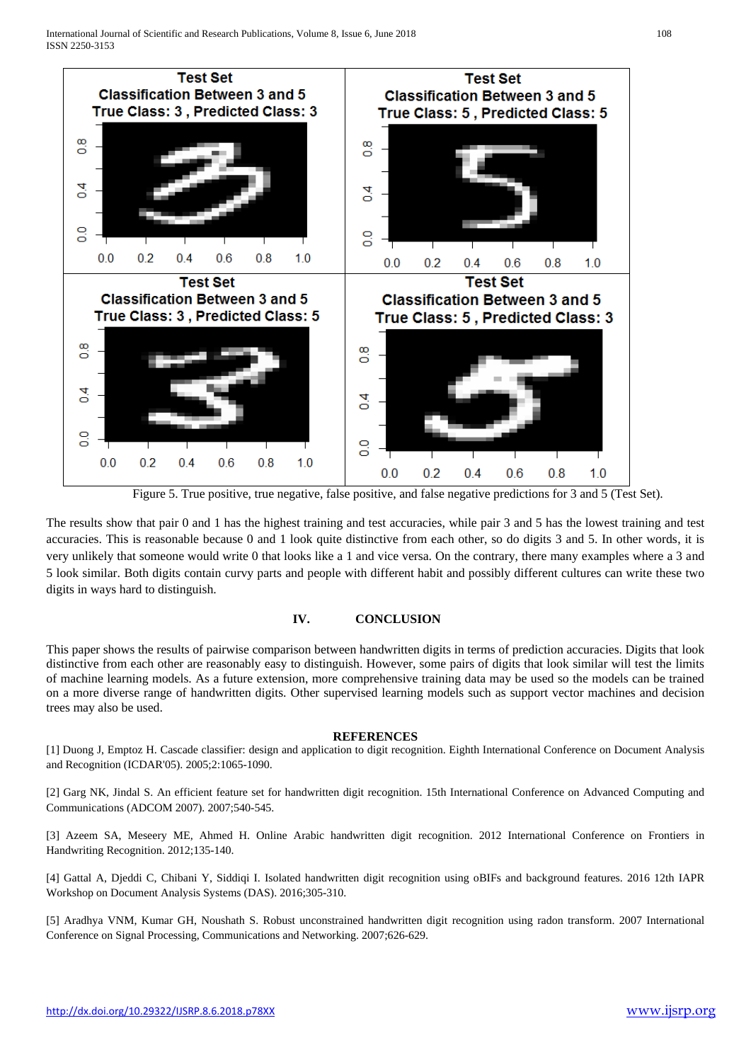Test Set
Classification Between 3 and 5
True Class: 3 , Predicted Class: 3

Test Set
Classification Between 3 and 5
True Class: 5 , Predicted Class: 5

Test Set
Classification Between 3 and 5
True Class: 3 , Predicted Class: 5

Test Set
Classification Between 3 and 5
True Class: 5 , Predicted Class: 3

Figure 5. True positive, true negative, false positive, and false negative predictions for 3 and 5 (Test Set).

The results show that pair 0 and 1 has the highest training and test accuracies, while pair 3 and 5 has the lowest training and test accuracies. This is reasonable because 0 and 1 look quite distinctive from each other, so do digits 3 and 5. In other words, it is very unlikely that someone would write 0 that looks like a 1 and vice versa. On the contrary, there many examples where a 3 and 5 look similar. Both digits contain curvy parts and people with different habit and possibly different cultures can write these two digits in ways hard to distinguish.

## IV. CONCLUSION

This paper shows the results of pairwise comparison between handwritten digits in terms of prediction accuracies. Digits that look distinctive from each other are reasonably easy to distinguish. However, some pairs of digits that look similar will test the limits of machine learning models. As a future extension, more comprehensive training data may be used so the models can be trained on a more diverse range of handwritten digits. Other supervised learning models such as support vector machines and decision trees may also be used.

## REFERENCES

[1] Duong J, Emptoz H. Cascade classifier: design and application to digit recognition. Eighth International Conference on Document Analysis and Recognition (ICDAR'05). 2005;2:1065-1090.

[2] Garg NK, Jindal S. An efficient feature set for handwritten digit recognition. 15th International Conference on Advanced Computing and Communications (ADCOM 2007). 2007;540-545.

[3] Azeem SA, Meseery ME, Ahmed H. Online Arabic handwritten digit recognition. 2012 International Conference on Frontiers in Handwriting Recognition. 2012;135-140.

[4] Gattal A, Djeddi C, Chibani Y, Siddiqi I. Isolated handwritten digit recognition using oBIFs and background features. 2016 12th IAPR Workshop on Document Analysis Systems (DAS). 2016;305-310.

[5] Aradhya VNM, Kumar GH, Noushath S. Robust unconstrained handwritten digit recognition using radon transform. 2007 International Conference on Signal Processing, Communications and Networking. 2007;626-629.